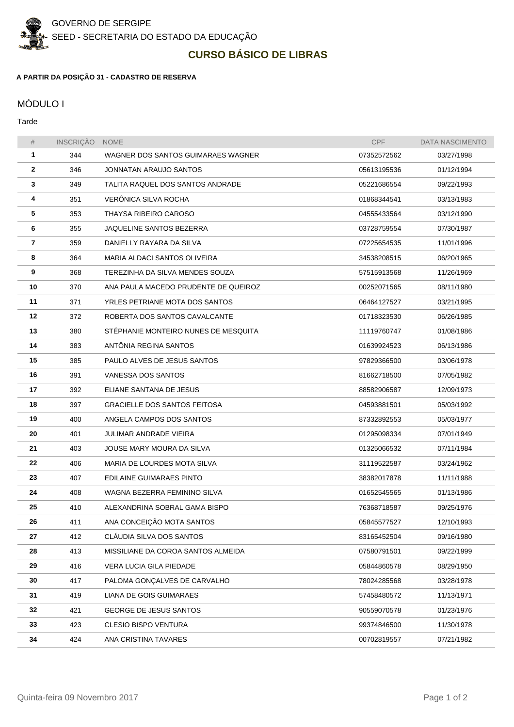GOVERNO DE SERGIPE

SEED - SECRETARIA DO ESTADO DA EDUCAÇÃO

# CURSO BÁSICO DE LIBRAS

**A PARTIR DA POSIÇÃO 31 - CADASTRO DE RESERVA**

## MÓDULO I

Tarde

| # | INSCRIÇÃO | NOME | CPF | DATA NASCIMENTO |
|---|---|---|---|---|
| **1** | 344 | WAGNER DOS SANTOS GUIMARAES WAGNER | 07352572562 | 03/27/1998 |
| **2** | 346 | JONNATAN ARAUJO SANTOS | 05613195536 | 01/12/1994 |
| **3** | 349 | TALITA RAQUEL DOS SANTOS ANDRADE | 05221686554 | 09/22/1993 |
| **4** | 351 | VERÔNICA SILVA ROCHA | 01868344541 | 03/13/1983 |
| **5** | 353 | THAYSA RIBEIRO CAROSO | 04555433564 | 03/12/1990 |
| **6** | 355 | JAQUELINE SANTOS BEZERRA | 03728759554 | 07/30/1987 |
| **7** | 359 | DANIELLY RAYARA DA SILVA | 07225654535 | 11/01/1996 |
| **8** | 364 | MARIA ALDACI SANTOS OLIVEIRA | 34538208515 | 06/20/1965 |
| **9** | 368 | TEREZINHA DA SILVA MENDES SOUZA | 57515913568 | 11/26/1969 |
| **10** | 370 | ANA PAULA MACEDO PRUDENTE DE QUEIROZ | 00252071565 | 08/11/1980 |
| **11** | 371 | YRLES PETRIANE MOTA DOS SANTOS | 06464127527 | 03/21/1995 |
| **12** | 372 | ROBERTA DOS SANTOS CAVALCANTE | 01718323530 | 06/26/1985 |
| **13** | 380 | STÉPHANIE MONTEIRO NUNES DE MESQUITA | 11119760747 | 01/08/1986 |
| **14** | 383 | ANTÔNIA REGINA SANTOS | 01639924523 | 06/13/1986 |
| **15** | 385 | PAULO ALVES DE JESUS SANTOS | 97829366500 | 03/06/1978 |
| **16** | 391 | VANESSA DOS SANTOS | 81662718500 | 07/05/1982 |
| **17** | 392 | ELIANE SANTANA DE JESUS | 88582906587 | 12/09/1973 |
| **18** | 397 | GRACIELLE DOS SANTOS FEITOSA | 04593881501 | 05/03/1992 |
| **19** | 400 | ANGELA CAMPOS DOS SANTOS | 87332892553 | 05/03/1977 |
| **20** | 401 | JULIMAR ANDRADE VIEIRA | 01295098334 | 07/01/1949 |
| **21** | 403 | JOUSE MARY MOURA DA SILVA | 01325066532 | 07/11/1984 |
| **22** | 406 | MARIA DE LOURDES MOTA SILVA | 31119522587 | 03/24/1962 |
| **23** | 407 | EDILAINE GUIMARAES PINTO | 38382017878 | 11/11/1988 |
| **24** | 408 | WAGNA BEZERRA FEMININO SILVA | 01652545565 | 01/13/1986 |
| **25** | 410 | ALEXANDRINA SOBRAL GAMA BISPO | 76368718587 | 09/25/1976 |
| **26** | 411 | ANA CONCEIÇÃO MOTA SANTOS | 05845577527 | 12/10/1993 |
| **27** | 412 | CLÁUDIA SILVA DOS SANTOS | 83165452504 | 09/16/1980 |
| **28** | 413 | MISSILIANE DA COROA SANTOS ALMEIDA | 07580791501 | 09/22/1999 |
| **29** | 416 | VERA LUCIA GILA PIEDADE | 05844860578 | 08/29/1950 |
| **30** | 417 | PALOMA GONÇALVES DE CARVALHO | 78024285568 | 03/28/1978 |
| **31** | 419 | LIANA DE GOIS GUIMARAES | 57458480572 | 11/13/1971 |
| **32** | 421 | GEORGE DE JESUS SANTOS | 90559070578 | 01/23/1976 |
| **33** | 423 | CLESIO BISPO VENTURA | 99374846500 | 11/30/1978 |
| **34** | 424 | ANA CRISTINA TAVARES | 00702819557 | 07/21/1982 |

Quinta-feira 09 Novembro 2017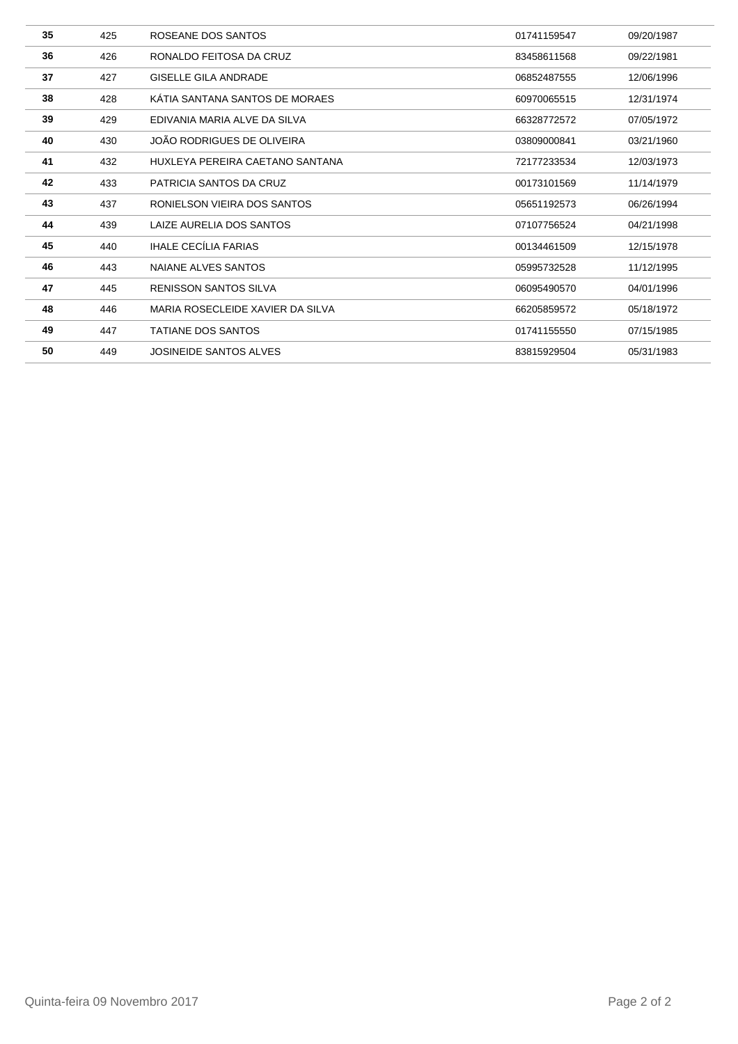| | | | | |
|---|---|---|---|---|
| **35** | 425 | ROSEANE DOS SANTOS | 01741159547 | 09/20/1987 |
| **36** | 426 | RONALDO FEITOSA DA CRUZ | 83458611568 | 09/22/1981 |
| **37** | 427 | GISELLE GILA ANDRADE | 06852487555 | 12/06/1996 |
| **38** | 428 | KÁTIA SANTANA SANTOS DE MORAES | 60970065515 | 12/31/1974 |
| **39** | 429 | EDIVANIA MARIA ALVE DA SILVA | 66328772572 | 07/05/1972 |
| **40** | 430 | JOÃO RODRIGUES DE OLIVEIRA | 03809000841 | 03/21/1960 |
| **41** | 432 | HUXLEYA PEREIRA CAETANO SANTANA | 72177233534 | 12/03/1973 |
| **42** | 433 | PATRICIA SANTOS DA CRUZ | 00173101569 | 11/14/1979 |
| **43** | 437 | RONIELSON VIEIRA DOS SANTOS | 05651192573 | 06/26/1994 |
| **44** | 439 | LAIZE AURELIA DOS SANTOS | 07107756524 | 04/21/1998 |
| **45** | 440 | IHALE CECÍLIA FARIAS | 00134461509 | 12/15/1978 |
| **46** | 443 | NAIANE ALVES SANTOS | 05995732528 | 11/12/1995 |
| **47** | 445 | RENISSON SANTOS SILVA | 06095490570 | 04/01/1996 |
| **48** | 446 | MARIA ROSECLEIDE XAVIER DA SILVA | 66205859572 | 05/18/1972 |
| **49** | 447 | TATIANE DOS SANTOS | 01741155550 | 07/15/1985 |
| **50** | 449 | JOSINEIDE SANTOS ALVES | 83815929504 | 05/31/1983 |

Quinta-feira 09 Novembro 2017